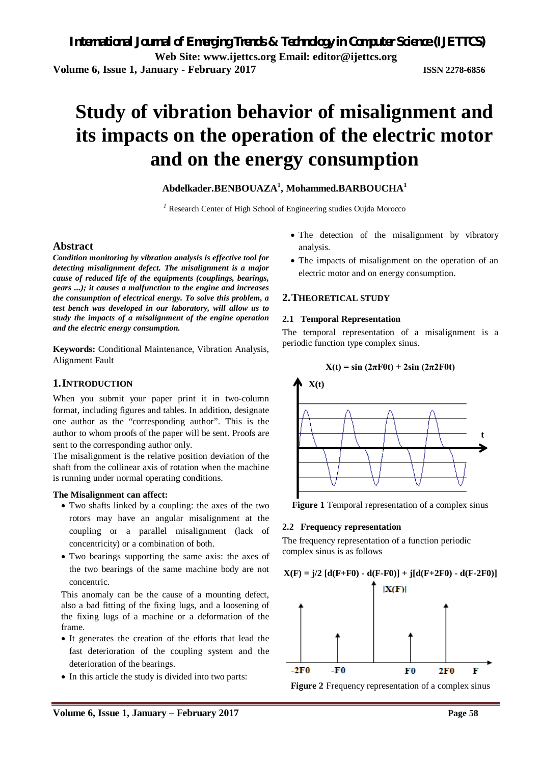# Study of vibration behavior of misalignment and its impacts on the operation of the electric motor and on the energy consumption

**Abdelkader.BENBOUAZA[1], Mohammed.BARBOUCHA[1]**

[1] Research Center of High School of Engineering studies Oujda Morocco

## Abstract

***Condition monitoring by vibration analysis is effective tool for detecting misalignment defect. The misalignment is a major cause of reduced life of the equipments (couplings, bearings, gears ...); it causes a malfunction to the engine and increases the consumption of electrical energy. To solve this problem, a test bench was developed in our laboratory, will allow us to study the impacts of a misalignment of the engine operation and the electric energy consumption.***

**Keywords:** Conditional Maintenance, Vibration Analysis, Alignment Fault

## 1. INTRODUCTION

When you submit your paper print it in two-column format, including figures and tables. In addition, designate one author as the "corresponding author". This is the author to whom proofs of the paper will be sent. Proofs are sent to the corresponding author only.

The misalignment is the relative position deviation of the shaft from the collinear axis of rotation when the machine is running under normal operating conditions.

**The Misalignment can affect:**

- Two shafts linked by a coupling: the axes of the two rotors may have an angular misalignment at the coupling or a parallel misalignment (lack of concentricity) or a combination of both.
- Two bearings supporting the same axis: the axes of the two bearings of the same machine body are not concentric.

This anomaly can be the cause of a mounting defect, also a bad fitting of the fixing lugs, and a loosening of the fixing lugs of a machine or a deformation of the frame.

- It generates the creation of the efforts that lead the fast deterioration of the coupling system and the deterioration of the bearings.
- In this article the study is divided into two parts:
- The detection of the misalignment by vibratory analysis.
- The impacts of misalignment on the operation of an electric motor and on energy consumption.

## 2. THEORETICAL STUDY

### 2.1 Temporal Representation

The temporal representation of a misalignment is a periodic function type complex sinus.

$$X(t) = \sin(2\pi F0t) + 2\sin(2\pi 2F0t)$$

**Figure 1** Temporal representation of a complex sinus

### 2.2 Frequency representation

The frequency representation of a function periodic complex sinus is as follows

$$X(F) = j/2\,[d(F+F0) - d(F-F0)] + j[d(F+2F0) - d(F-2F0)]$$

**Figure 2** Frequency representation of a complex sinus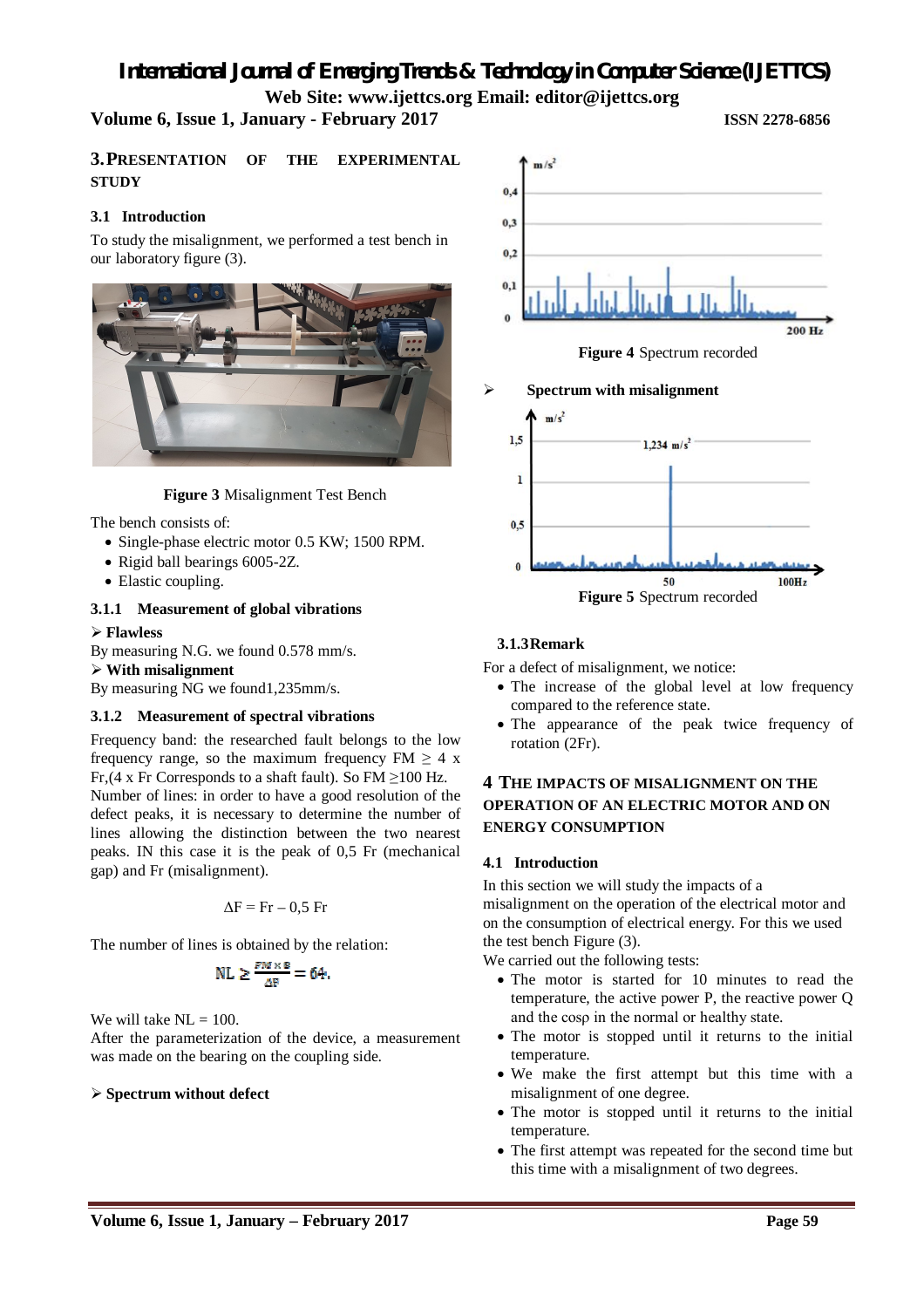## 3. PRESENTATION OF THE EXPERIMENTAL STUDY

### 3.1 Introduction

To study the misalignment, we performed a test bench in our laboratory figure (3).

**Figure 3** Misalignment Test Bench

The bench consists of:

- Single-phase electric motor 0.5 KW; 1500 RPM.
- Rigid ball bearings 6005-2Z.
- Elastic coupling.

#### 3.1.1 Measurement of global vibrations

➢ **Flawless**

By measuring N.G. we found 0.578 mm/s.

➢ **With misalignment**

By measuring NG we found1,235mm/s.

#### 3.1.2 Measurement of spectral vibrations

Frequency band: the researched fault belongs to the low frequency range, so the maximum frequency FM ≥ 4 x Fr,(4 x Fr Corresponds to a shaft fault). So FM ≥100 Hz.

Number of lines: in order to have a good resolution of the defect peaks, it is necessary to determine the number of lines allowing the distinction between the two nearest peaks. IN this case it is the peak of 0,5 Fr (mechanical gap) and Fr (misalignment).

$$\Delta F = Fr - 0{,}5\ Fr$$

The number of lines is obtained by the relation:

$$NL \geq \frac{FM \times 8}{\Delta F} = 64.$$

We will take NL = 100.

After the parameterization of the device, a measurement was made on the bearing on the coupling side.

➢ **Spectrum without defect**

**Figure 4** Spectrum recorded

➢ **Spectrum with misalignment**

**Figure 5** Spectrum recorded

#### 3.1.3 Remark

For a defect of misalignment, we notice:

- The increase of the global level at low frequency compared to the reference state.
- The appearance of the peak twice frequency of rotation (2Fr).

## 4 THE IMPACTS OF MISALIGNMENT ON THE OPERATION OF AN ELECTRIC MOTOR AND ON ENERGY CONSUMPTION

### 4.1 Introduction

In this section we will study the impacts of a misalignment on the operation of the electrical motor and on the consumption of electrical energy. For this we used the test bench Figure (3).

We carried out the following tests:

- The motor is started for 10 minutes to read the temperature, the active power P, the reactive power Q and the cosφ in the normal or healthy state.
- The motor is stopped until it returns to the initial temperature.
- We make the first attempt but this time with a misalignment of one degree.
- The motor is stopped until it returns to the initial temperature.
- The first attempt was repeated for the second time but this time with a misalignment of two degrees.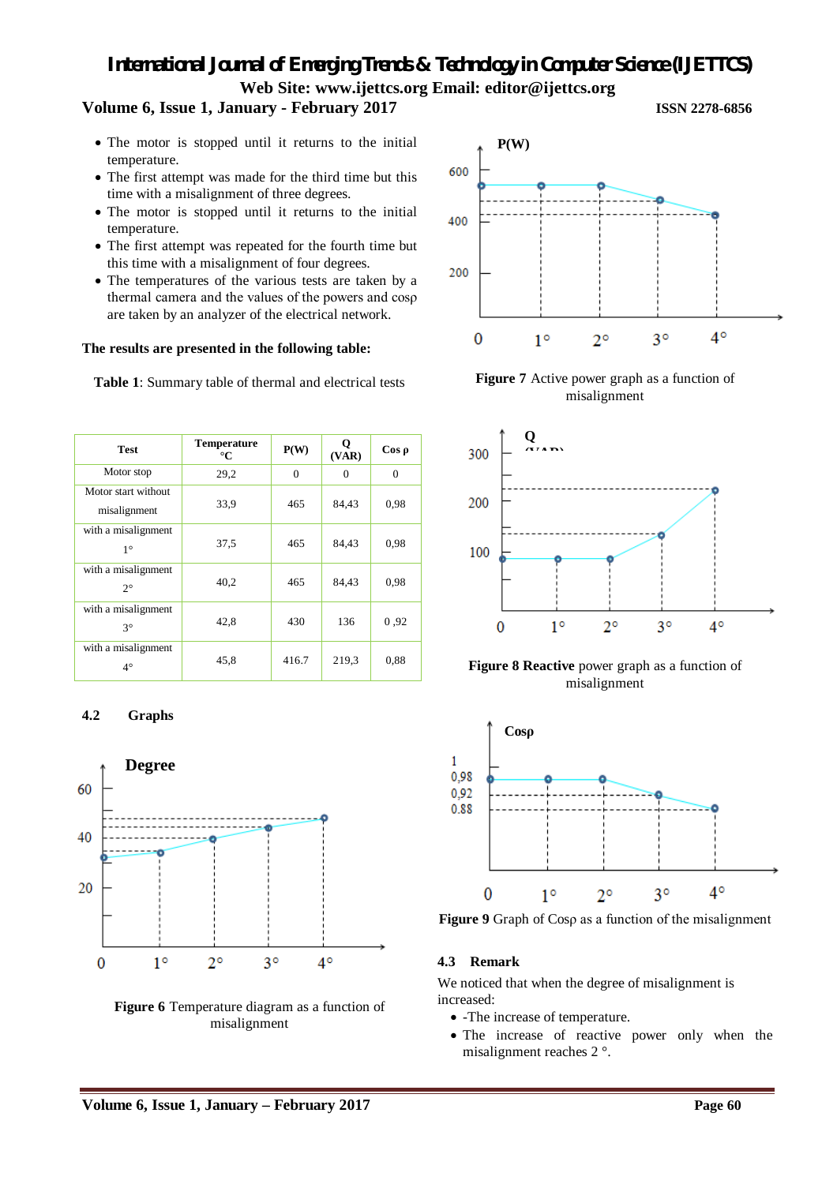- The motor is stopped until it returns to the initial temperature.
- The first attempt was made for the third time but this time with a misalignment of three degrees.
- The motor is stopped until it returns to the initial temperature.
- The first attempt was repeated for the fourth time but this time with a misalignment of four degrees.
- The temperatures of the various tests are taken by a thermal camera and the values of the powers and cosρ are taken by an analyzer of the electrical network.

**The results are presented in the following table:**

**Table 1**: Summary table of thermal and electrical tests

| Test | Temperature °C | P(W) | Q (VAR) | Cos ρ |
|---|---|---|---|---|
| Motor stop | 29,2 | 0 | 0 | 0 |
| Motor start without misalignment | 33,9 | 465 | 84,43 | 0,98 |
| with a misalignment 1° | 37,5 | 465 | 84,43 | 0,98 |
| with a misalignment 2° | 40,2 | 465 | 84,43 | 0,98 |
| with a misalignment 3° | 42,8 | 430 | 136 | 0 ,92 |
| with a misalignment 4° | 45,8 | 416.7 | 219,3 | 0,88 |

### 4.2 Graphs

**Figure 6** Temperature diagram as a function of misalignment

**Figure 7** Active power graph as a function of misalignment

**Figure 8 Reactive** power graph as a function of misalignment

**Figure 9** Graph of Cosρ as a function of the misalignment

### 4.3 Remark

We noticed that when the degree of misalignment is increased:

- -The increase of temperature.
- The increase of reactive power only when the misalignment reaches 2 °.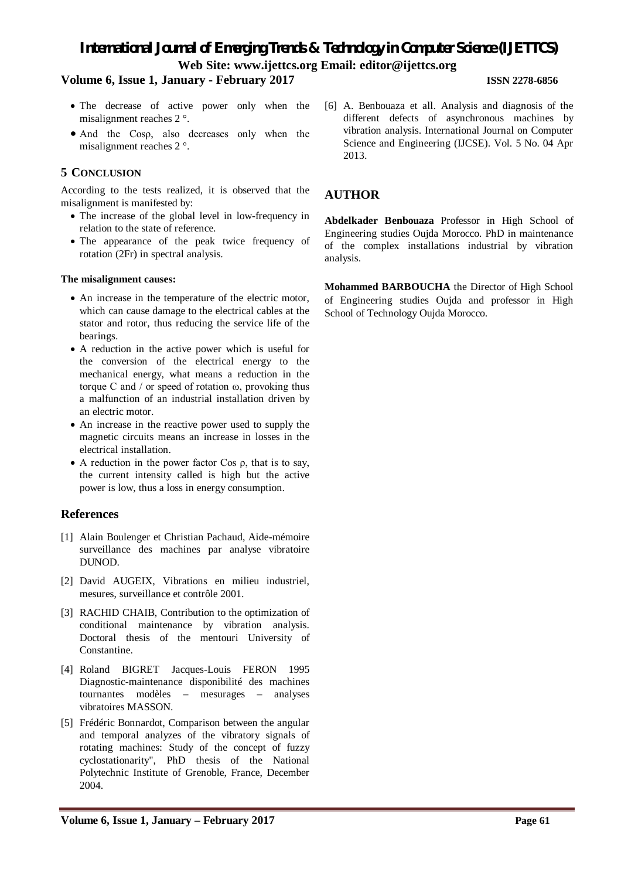- The decrease of active power only when the misalignment reaches 2 °.
- And the Cosρ, also decreases only when the misalignment reaches 2 °.

## 5 CONCLUSION

According to the tests realized, it is observed that the misalignment is manifested by:

- The increase of the global level in low-frequency in relation to the state of reference.
- The appearance of the peak twice frequency of rotation (2Fr) in spectral analysis.

**The misalignment causes:**

- An increase in the temperature of the electric motor, which can cause damage to the electrical cables at the stator and rotor, thus reducing the service life of the bearings.
- A reduction in the active power which is useful for the conversion of the electrical energy to the mechanical energy, what means a reduction in the torque C and / or speed of rotation ω, provoking thus a malfunction of an industrial installation driven by an electric motor.
- An increase in the reactive power used to supply the magnetic circuits means an increase in losses in the electrical installation.
- A reduction in the power factor Cos ρ, that is to say, the current intensity called is high but the active power is low, thus a loss in energy consumption.

## References

[1] Alain Boulenger et Christian Pachaud, Aide-mémoire surveillance des machines par analyse vibratoire DUNOD.

[2] David AUGEIX, Vibrations en milieu industriel, mesures, surveillance et contrôle 2001.

[3] RACHID CHAIB, Contribution to the optimization of conditional maintenance by vibration analysis. Doctoral thesis of the mentouri University of Constantine.

[4] Roland BIGRET Jacques-Louis FERON 1995 Diagnostic-maintenance disponibilité des machines tournantes modèles – mesurages – analyses vibratoires MASSON.

[5] Frédéric Bonnardot, Comparison between the angular and temporal analyzes of the vibratory signals of rotating machines: Study of the concept of fuzzy cyclostationarity", PhD thesis of the National Polytechnic Institute of Grenoble, France, December 2004.

[6] A. Benbouaza et all. Analysis and diagnosis of the different defects of asynchronous machines by vibration analysis. International Journal on Computer Science and Engineering (IJCSE). Vol. 5 No. 04 Apr 2013.

## AUTHOR

**Abdelkader Benbouaza** Professor in High School of Engineering studies Oujda Morocco. PhD in maintenance of the complex installations industrial by vibration analysis.

**Mohammed BARBOUCHA** the Director of High School of Engineering studies Oujda and professor in High School of Technology Oujda Morocco.